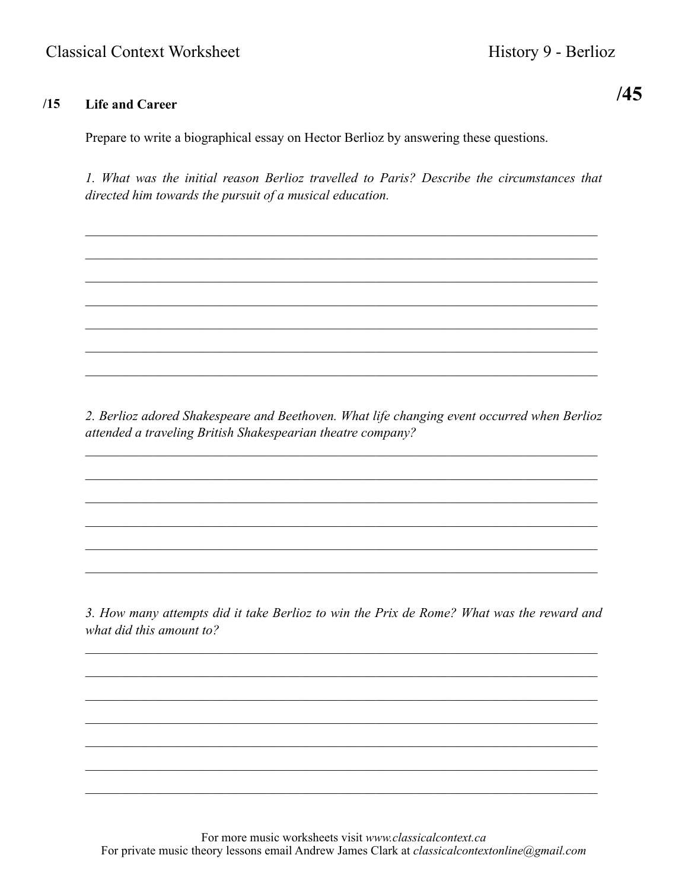**/45**

**/15 Life and Career**

Prepare to write a biographical essay on Hector Berlioz by answering these questions.

*1. What was the initial reason Berlioz travelled to Paris? Describe the circumstances that directed him towards the pursuit of a musical education.*

\_\_\_\_\_\_\_\_\_\_\_\_\_\_\_\_\_\_\_\_\_\_\_\_\_\_\_\_\_\_\_\_\_\_\_\_\_\_\_\_\_\_\_\_\_\_\_\_\_\_\_\_\_\_\_\_\_\_\_\_\_\_\_\_\_\_\_\_\_\_\_\_\_\_\_\_

\_\_\_\_\_\_\_\_\_\_\_\_\_\_\_\_\_\_\_\_\_\_\_\_\_\_\_\_\_\_\_\_\_\_\_\_\_\_\_\_\_\_\_\_\_\_\_\_\_\_\_\_\_\_\_\_\_\_\_\_\_\_\_\_\_\_\_\_\_\_\_\_\_\_\_\_

\_\_\_\_\_\_\_\_\_\_\_\_\_\_\_\_\_\_\_\_\_\_\_\_\_\_\_\_\_\_\_\_\_\_\_\_\_\_\_\_\_\_\_\_\_\_\_\_\_\_\_\_\_\_\_\_\_\_\_\_\_\_\_\_\_\_\_\_\_\_\_\_\_\_\_\_

\_\_\_\_\_\_\_\_\_\_\_\_\_\_\_\_\_\_\_\_\_\_\_\_\_\_\_\_\_\_\_\_\_\_\_\_\_\_\_\_\_\_\_\_\_\_\_\_\_\_\_\_\_\_\_\_\_\_\_\_\_\_\_\_\_\_\_\_\_\_\_\_\_\_\_\_

\_\_\_\_\_\_\_\_\_\_\_\_\_\_\_\_\_\_\_\_\_\_\_\_\_\_\_\_\_\_\_\_\_\_\_\_\_\_\_\_\_\_\_\_\_\_\_\_\_\_\_\_\_\_\_\_\_\_\_\_\_\_\_\_\_\_\_\_\_\_\_\_\_\_\_\_

\_\_\_\_\_\_\_\_\_\_\_\_\_\_\_\_\_\_\_\_\_\_\_\_\_\_\_\_\_\_\_\_\_\_\_\_\_\_\_\_\_\_\_\_\_\_\_\_\_\_\_\_\_\_\_\_\_\_\_\_\_\_\_\_\_\_\_\_\_\_\_\_\_\_\_\_

\_\_\_\_\_\_\_\_\_\_\_\_\_\_\_\_\_\_\_\_\_\_\_\_\_\_\_\_\_\_\_\_\_\_\_\_\_\_\_\_\_\_\_\_\_\_\_\_\_\_\_\_\_\_\_\_\_\_\_\_\_\_\_\_\_\_\_\_\_\_\_\_\_\_\_\_

*2. Berlioz adored Shakespeare and Beethoven. What life changing event occurred when Berlioz attended a traveling British Shakespearian theatre company?*

\_\_\_\_\_\_\_\_\_\_\_\_\_\_\_\_\_\_\_\_\_\_\_\_\_\_\_\_\_\_\_\_\_\_\_\_\_\_\_\_\_\_\_\_\_\_\_\_\_\_\_\_\_\_\_\_\_\_\_\_\_\_\_\_\_\_\_\_\_\_\_\_\_\_\_\_

\_\_\_\_\_\_\_\_\_\_\_\_\_\_\_\_\_\_\_\_\_\_\_\_\_\_\_\_\_\_\_\_\_\_\_\_\_\_\_\_\_\_\_\_\_\_\_\_\_\_\_\_\_\_\_\_\_\_\_\_\_\_\_\_\_\_\_\_\_\_\_\_\_\_\_\_

\_\_\_\_\_\_\_\_\_\_\_\_\_\_\_\_\_\_\_\_\_\_\_\_\_\_\_\_\_\_\_\_\_\_\_\_\_\_\_\_\_\_\_\_\_\_\_\_\_\_\_\_\_\_\_\_\_\_\_\_\_\_\_\_\_\_\_\_\_\_\_\_\_\_\_\_

\_\_\_\_\_\_\_\_\_\_\_\_\_\_\_\_\_\_\_\_\_\_\_\_\_\_\_\_\_\_\_\_\_\_\_\_\_\_\_\_\_\_\_\_\_\_\_\_\_\_\_\_\_\_\_\_\_\_\_\_\_\_\_\_\_\_\_\_\_\_\_\_\_\_\_\_

\_\_\_\_\_\_\_\_\_\_\_\_\_\_\_\_\_\_\_\_\_\_\_\_\_\_\_\_\_\_\_\_\_\_\_\_\_\_\_\_\_\_\_\_\_\_\_\_\_\_\_\_\_\_\_\_\_\_\_\_\_\_\_\_\_\_\_\_\_\_\_\_\_\_\_\_

\_\_\_\_\_\_\_\_\_\_\_\_\_\_\_\_\_\_\_\_\_\_\_\_\_\_\_\_\_\_\_\_\_\_\_\_\_\_\_\_\_\_\_\_\_\_\_\_\_\_\_\_\_\_\_\_\_\_\_\_\_\_\_\_\_\_\_\_\_\_\_\_\_\_\_\_

*3. How many attempts did it take Berlioz to win the Prix de Rome? What was the reward and what did this amount to?*

\_\_\_\_\_\_\_\_\_\_\_\_\_\_\_\_\_\_\_\_\_\_\_\_\_\_\_\_\_\_\_\_\_\_\_\_\_\_\_\_\_\_\_\_\_\_\_\_\_\_\_\_\_\_\_\_\_\_\_\_\_\_\_\_\_\_\_\_\_\_\_\_\_\_\_\_

\_\_\_\_\_\_\_\_\_\_\_\_\_\_\_\_\_\_\_\_\_\_\_\_\_\_\_\_\_\_\_\_\_\_\_\_\_\_\_\_\_\_\_\_\_\_\_\_\_\_\_\_\_\_\_\_\_\_\_\_\_\_\_\_\_\_\_\_\_\_\_\_\_\_\_\_

\_\_\_\_\_\_\_\_\_\_\_\_\_\_\_\_\_\_\_\_\_\_\_\_\_\_\_\_\_\_\_\_\_\_\_\_\_\_\_\_\_\_\_\_\_\_\_\_\_\_\_\_\_\_\_\_\_\_\_\_\_\_\_\_\_\_\_\_\_\_\_\_\_\_\_\_

\_\_\_\_\_\_\_\_\_\_\_\_\_\_\_\_\_\_\_\_\_\_\_\_\_\_\_\_\_\_\_\_\_\_\_\_\_\_\_\_\_\_\_\_\_\_\_\_\_\_\_\_\_\_\_\_\_\_\_\_\_\_\_\_\_\_\_\_\_\_\_\_\_\_\_\_

\_\_\_\_\_\_\_\_\_\_\_\_\_\_\_\_\_\_\_\_\_\_\_\_\_\_\_\_\_\_\_\_\_\_\_\_\_\_\_\_\_\_\_\_\_\_\_\_\_\_\_\_\_\_\_\_\_\_\_\_\_\_\_\_\_\_\_\_\_\_\_\_\_\_\_\_

\_\_\_\_\_\_\_\_\_\_\_\_\_\_\_\_\_\_\_\_\_\_\_\_\_\_\_\_\_\_\_\_\_\_\_\_\_\_\_\_\_\_\_\_\_\_\_\_\_\_\_\_\_\_\_\_\_\_\_\_\_\_\_\_\_\_\_\_\_\_\_\_\_\_\_\_

\_\_\_\_\_\_\_\_\_\_\_\_\_\_\_\_\_\_\_\_\_\_\_\_\_\_\_\_\_\_\_\_\_\_\_\_\_\_\_\_\_\_\_\_\_\_\_\_\_\_\_\_\_\_\_\_\_\_\_\_\_\_\_\_\_\_\_\_\_\_\_\_\_\_\_\_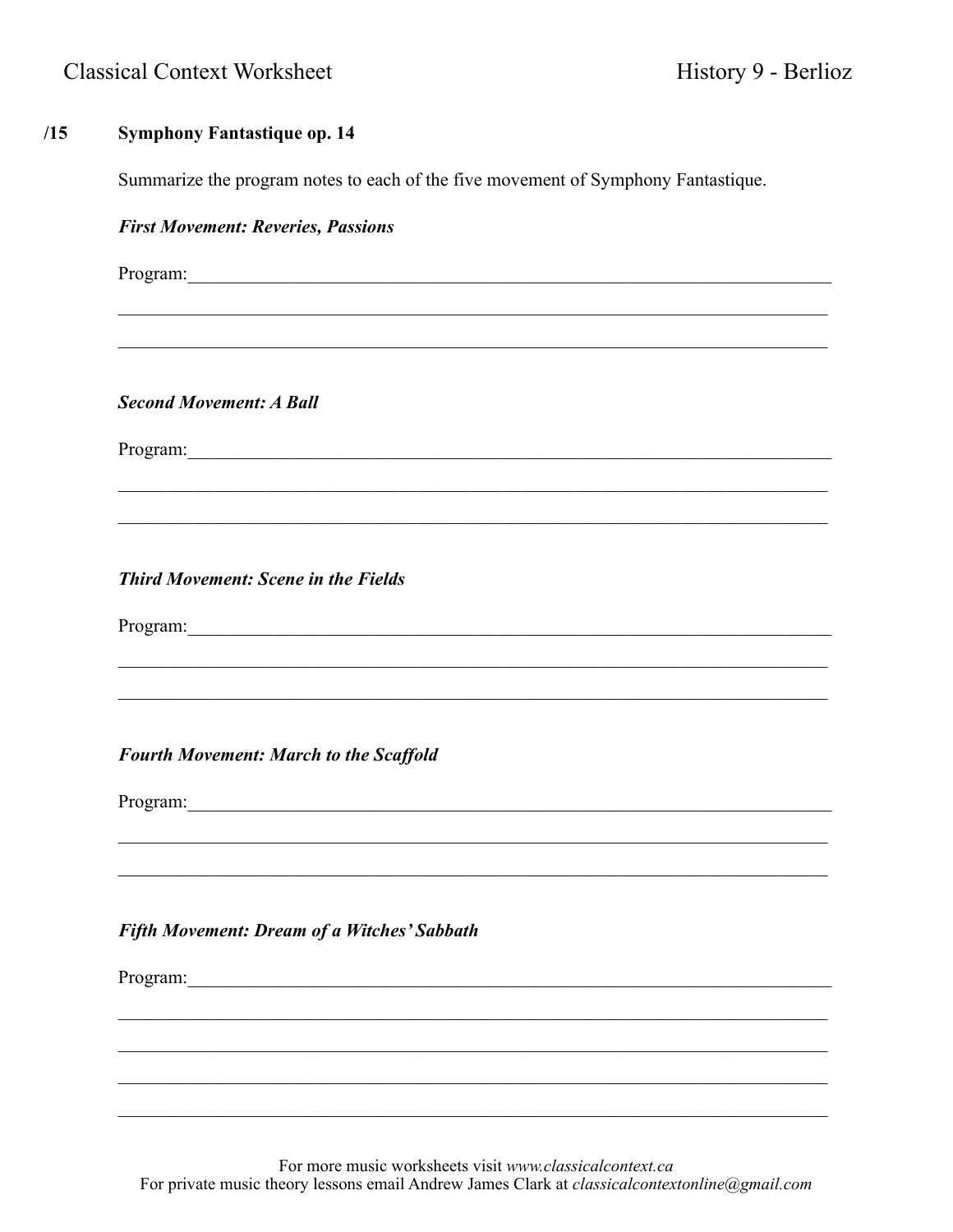**/15** **Symphony Fantastique op. 14**

Summarize the program notes to each of the five movement of Symphony Fantastique.

***First Movement: Reveries, Passions***

Program:\_\_\_\_\_\_\_\_\_\_\_\_\_\_\_\_\_\_\_\_\_\_\_\_\_\_\_\_\_\_\_\_\_\_\_\_\_\_\_\_\_\_\_\_\_\_\_\_\_\_\_\_\_\_\_\_\_\_\_\_\_\_\_\_

\_\_\_\_\_\_\_\_\_\_\_\_\_\_\_\_\_\_\_\_\_\_\_\_\_\_\_\_\_\_\_\_\_\_\_\_\_\_\_\_\_\_\_\_\_\_\_\_\_\_\_\_\_\_\_\_\_\_\_\_\_\_\_\_\_\_\_\_\_\_\_\_\_

\_\_\_\_\_\_\_\_\_\_\_\_\_\_\_\_\_\_\_\_\_\_\_\_\_\_\_\_\_\_\_\_\_\_\_\_\_\_\_\_\_\_\_\_\_\_\_\_\_\_\_\_\_\_\_\_\_\_\_\_\_\_\_\_\_\_\_\_\_\_\_\_\_

***Second Movement: A Ball***

Program:\_\_\_\_\_\_\_\_\_\_\_\_\_\_\_\_\_\_\_\_\_\_\_\_\_\_\_\_\_\_\_\_\_\_\_\_\_\_\_\_\_\_\_\_\_\_\_\_\_\_\_\_\_\_\_\_\_\_\_\_\_\_\_\_

\_\_\_\_\_\_\_\_\_\_\_\_\_\_\_\_\_\_\_\_\_\_\_\_\_\_\_\_\_\_\_\_\_\_\_\_\_\_\_\_\_\_\_\_\_\_\_\_\_\_\_\_\_\_\_\_\_\_\_\_\_\_\_\_\_\_\_\_\_\_\_\_\_

\_\_\_\_\_\_\_\_\_\_\_\_\_\_\_\_\_\_\_\_\_\_\_\_\_\_\_\_\_\_\_\_\_\_\_\_\_\_\_\_\_\_\_\_\_\_\_\_\_\_\_\_\_\_\_\_\_\_\_\_\_\_\_\_\_\_\_\_\_\_\_\_\_

***Third Movement: Scene in the Fields***

Program:\_\_\_\_\_\_\_\_\_\_\_\_\_\_\_\_\_\_\_\_\_\_\_\_\_\_\_\_\_\_\_\_\_\_\_\_\_\_\_\_\_\_\_\_\_\_\_\_\_\_\_\_\_\_\_\_\_\_\_\_\_\_\_\_

\_\_\_\_\_\_\_\_\_\_\_\_\_\_\_\_\_\_\_\_\_\_\_\_\_\_\_\_\_\_\_\_\_\_\_\_\_\_\_\_\_\_\_\_\_\_\_\_\_\_\_\_\_\_\_\_\_\_\_\_\_\_\_\_\_\_\_\_\_\_\_\_\_

\_\_\_\_\_\_\_\_\_\_\_\_\_\_\_\_\_\_\_\_\_\_\_\_\_\_\_\_\_\_\_\_\_\_\_\_\_\_\_\_\_\_\_\_\_\_\_\_\_\_\_\_\_\_\_\_\_\_\_\_\_\_\_\_\_\_\_\_\_\_\_\_\_

***Fourth Movement: March to the Scaffold***

Program:\_\_\_\_\_\_\_\_\_\_\_\_\_\_\_\_\_\_\_\_\_\_\_\_\_\_\_\_\_\_\_\_\_\_\_\_\_\_\_\_\_\_\_\_\_\_\_\_\_\_\_\_\_\_\_\_\_\_\_\_\_\_\_\_

\_\_\_\_\_\_\_\_\_\_\_\_\_\_\_\_\_\_\_\_\_\_\_\_\_\_\_\_\_\_\_\_\_\_\_\_\_\_\_\_\_\_\_\_\_\_\_\_\_\_\_\_\_\_\_\_\_\_\_\_\_\_\_\_\_\_\_\_\_\_\_\_\_

\_\_\_\_\_\_\_\_\_\_\_\_\_\_\_\_\_\_\_\_\_\_\_\_\_\_\_\_\_\_\_\_\_\_\_\_\_\_\_\_\_\_\_\_\_\_\_\_\_\_\_\_\_\_\_\_\_\_\_\_\_\_\_\_\_\_\_\_\_\_\_\_\_

***Fifth Movement: Dream of a Witches' Sabbath***

Program:\_\_\_\_\_\_\_\_\_\_\_\_\_\_\_\_\_\_\_\_\_\_\_\_\_\_\_\_\_\_\_\_\_\_\_\_\_\_\_\_\_\_\_\_\_\_\_\_\_\_\_\_\_\_\_\_\_\_\_\_\_\_\_\_

\_\_\_\_\_\_\_\_\_\_\_\_\_\_\_\_\_\_\_\_\_\_\_\_\_\_\_\_\_\_\_\_\_\_\_\_\_\_\_\_\_\_\_\_\_\_\_\_\_\_\_\_\_\_\_\_\_\_\_\_\_\_\_\_\_\_\_\_\_\_\_\_\_

\_\_\_\_\_\_\_\_\_\_\_\_\_\_\_\_\_\_\_\_\_\_\_\_\_\_\_\_\_\_\_\_\_\_\_\_\_\_\_\_\_\_\_\_\_\_\_\_\_\_\_\_\_\_\_\_\_\_\_\_\_\_\_\_\_\_\_\_\_\_\_\_\_

\_\_\_\_\_\_\_\_\_\_\_\_\_\_\_\_\_\_\_\_\_\_\_\_\_\_\_\_\_\_\_\_\_\_\_\_\_\_\_\_\_\_\_\_\_\_\_\_\_\_\_\_\_\_\_\_\_\_\_\_\_\_\_\_\_\_\_\_\_\_\_\_\_

\_\_\_\_\_\_\_\_\_\_\_\_\_\_\_\_\_\_\_\_\_\_\_\_\_\_\_\_\_\_\_\_\_\_\_\_\_\_\_\_\_\_\_\_\_\_\_\_\_\_\_\_\_\_\_\_\_\_\_\_\_\_\_\_\_\_\_\_\_\_\_\_\_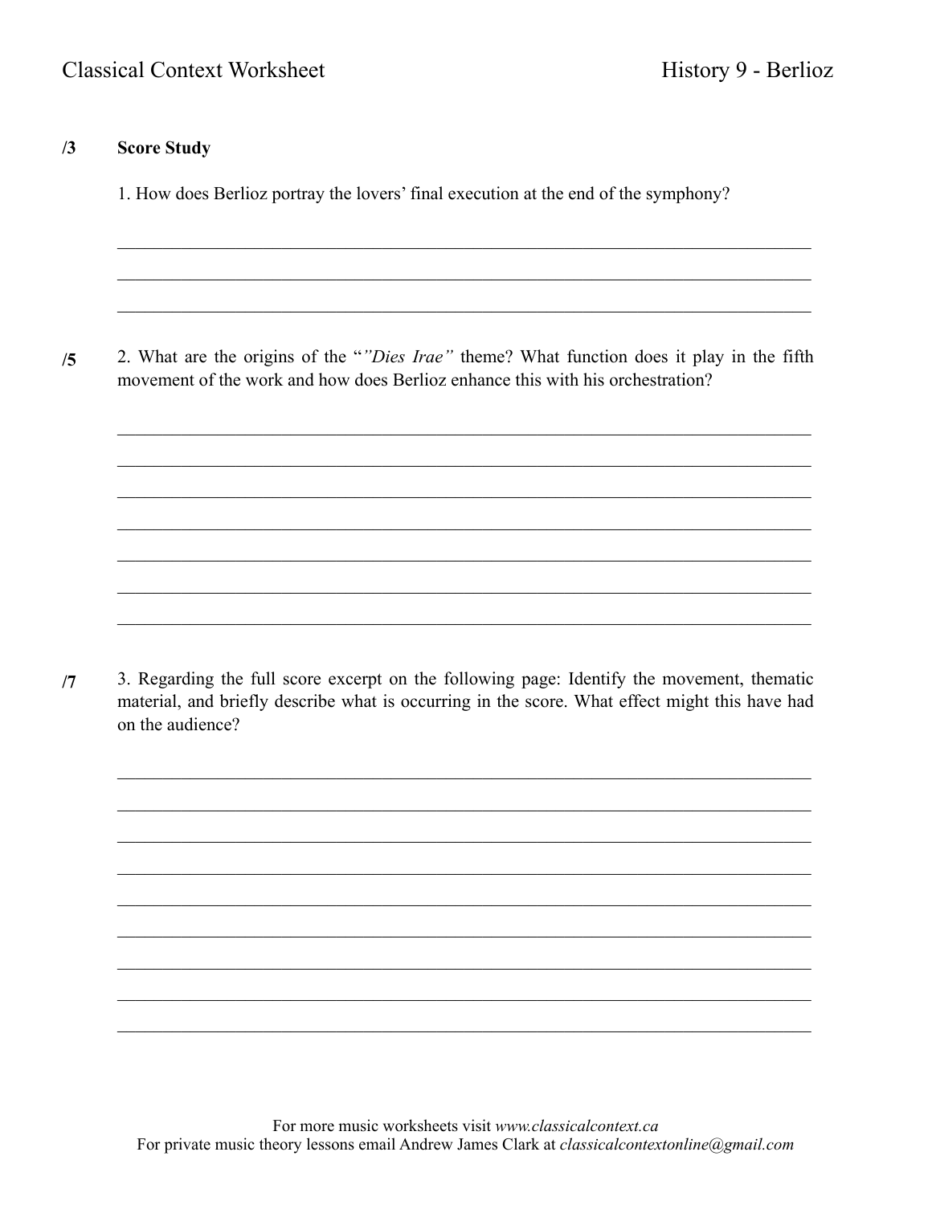**/3** **Score Study**

1. How does Berlioz portray the lovers' final execution at the end of the symphony?

______________________________________________________________________________

______________________________________________________________________________

______________________________________________________________________________

**/5** 2. What are the origins of the "*"Dies Irae"* theme? What function does it play in the fifth movement of the work and how does Berlioz enhance this with his orchestration?

______________________________________________________________________________

______________________________________________________________________________

______________________________________________________________________________

______________________________________________________________________________

______________________________________________________________________________

______________________________________________________________________________

______________________________________________________________________________

**/7** 3. Regarding the full score excerpt on the following page: Identify the movement, thematic material, and briefly describe what is occurring in the score. What effect might this have had on the audience?

______________________________________________________________________________

______________________________________________________________________________

______________________________________________________________________________

______________________________________________________________________________

______________________________________________________________________________

______________________________________________________________________________

______________________________________________________________________________

______________________________________________________________________________

______________________________________________________________________________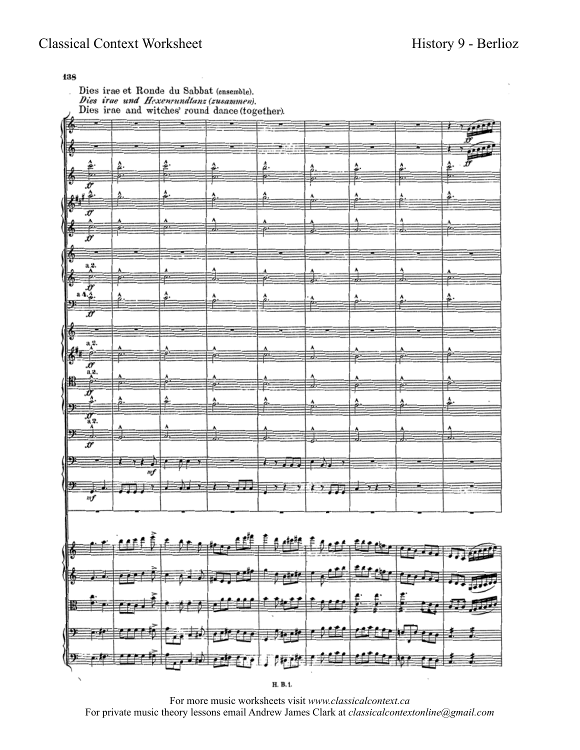Dies irae et Ronde du Sabbat (ensemble).
*Dies irae und Hexenrundtanz (zusammen).*
Dies irae and witches' round dance (together).

H. B. 1.